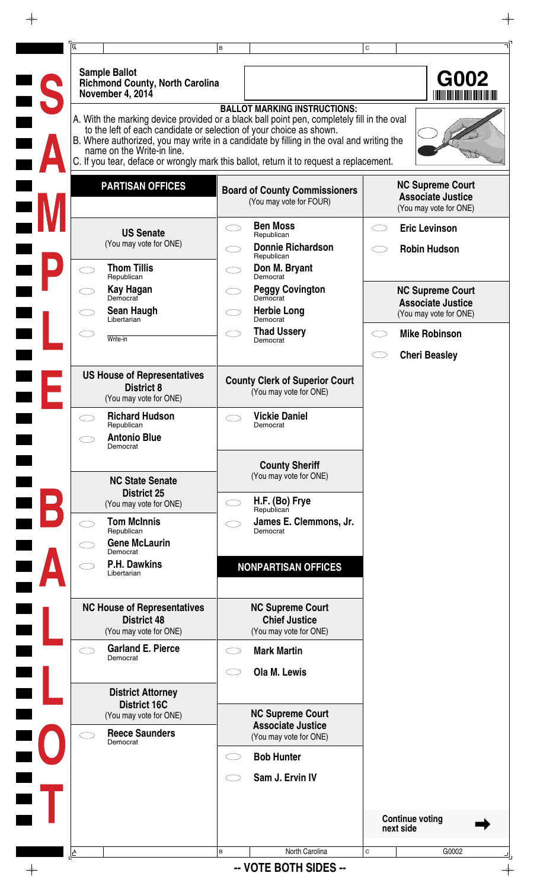# Sample Ballot

**Richmond County, North Carolina**
**November 4, 2014**

**G002**

**BALLOT MARKING INSTRUCTIONS:**

A. With the marking device provided or a black ball point pen, completely fill in the oval to the left of each candidate or selection of your choice as shown.
B. Where authorized, you may write in a candidate by filling in the oval and writing the name on the Write-in line.
C. If you tear, deface or wrongly mark this ballot, return it to request a replacement.

## PARTISAN OFFICES

### US Senate
(You may vote for ONE)

- Thom Tillis — Republican
- Kay Hagan — Democrat
- Sean Haugh — Libertarian
- Write-in

### US House of Representatives District 8
(You may vote for ONE)

- Richard Hudson — Republican
- Antonio Blue — Democrat

### NC State Senate District 25
(You may vote for ONE)

- Tom McInnis — Republican
- Gene McLaurin — Democrat
- P.H. Dawkins — Libertarian

### NC House of Representatives District 48
(You may vote for ONE)

- Garland E. Pierce — Democrat

### District Attorney District 16C
(You may vote for ONE)

- Reece Saunders — Democrat

### Board of County Commissioners
(You may vote for FOUR)

- Ben Moss — Republican
- Donnie Richardson — Republican
- Don M. Bryant — Democrat
- Peggy Covington — Democrat
- Herbie Long — Democrat
- Thad Ussery — Democrat

### County Clerk of Superior Court
(You may vote for ONE)

- Vickie Daniel — Democrat

### County Sheriff
(You may vote for ONE)

- H.F. (Bo) Frye — Republican
- James E. Clemmons, Jr. — Democrat

## NONPARTISAN OFFICES

### NC Supreme Court Chief Justice
(You may vote for ONE)

- Mark Martin
- Ola M. Lewis

### NC Supreme Court Associate Justice
(You may vote for ONE)

- Bob Hunter
- Sam J. Ervin IV

### NC Supreme Court Associate Justice
(You may vote for ONE)

- Eric Levinson
- Robin Hudson

### NC Supreme Court Associate Justice
(You may vote for ONE)

- Mike Robinson
- Cheri Beasley

**Continue voting next side** ➡

-- VOTE BOTH SIDES --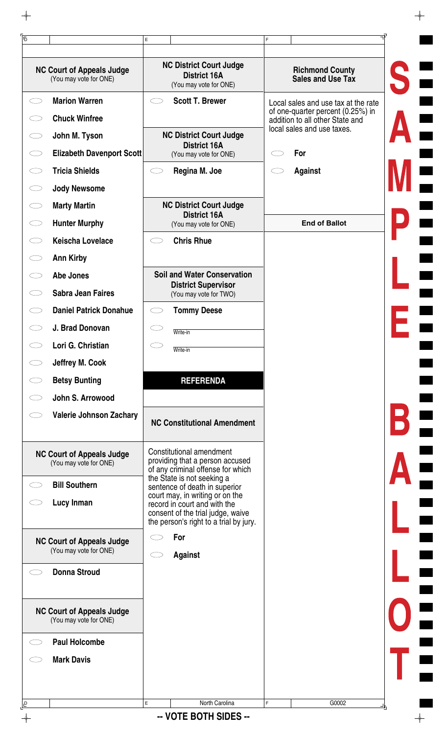## NC Court of Appeals Judge
(You may vote for ONE)

- Marion Warren
- Chuck Winfree
- John M. Tyson
- Elizabeth Davenport Scott
- Tricia Shields
- Jody Newsome
- Marty Martin
- Hunter Murphy
- Keischa Lovelace
- Ann Kirby
- Abe Jones
- Sabra Jean Faires
- Daniel Patrick Donahue
- J. Brad Donovan
- Lori G. Christian
- Jeffrey M. Cook
- Betsy Bunting
- John S. Arrowood
- Valerie Johnson Zachary

## NC Court of Appeals Judge
(You may vote for ONE)

- Bill Southern
- Lucy Inman

## NC Court of Appeals Judge
(You may vote for ONE)

- Donna Stroud

## NC Court of Appeals Judge
(You may vote for ONE)

- Paul Holcombe
- Mark Davis

## NC District Court Judge District 16A
(You may vote for ONE)

- Scott T. Brewer

## NC District Court Judge District 16A
(You may vote for ONE)

- Regina M. Joe

## NC District Court Judge District 16A
(You may vote for ONE)

- Chris Rhue

## Soil and Water Conservation District Supervisor
(You may vote for TWO)

- Tommy Deese
- Write-in
- Write-in

# REFERENDA

## NC Constitutional Amendment

Constitutional amendment providing that a person accused of any criminal offense for which the State is not seeking a sentence of death in superior court may, in writing or on the record in court and with the consent of the trial judge, waive the person's right to a trial by jury.

- For
- Against

## Richmond County Sales and Use Tax

Local sales and use tax at the rate of one-quarter percent (0.25%) in addition to all other State and local sales and use taxes.

- For
- Against

**End of Ballot**

SAMPLE BALLOT

North Carolina — G0002

-- VOTE BOTH SIDES --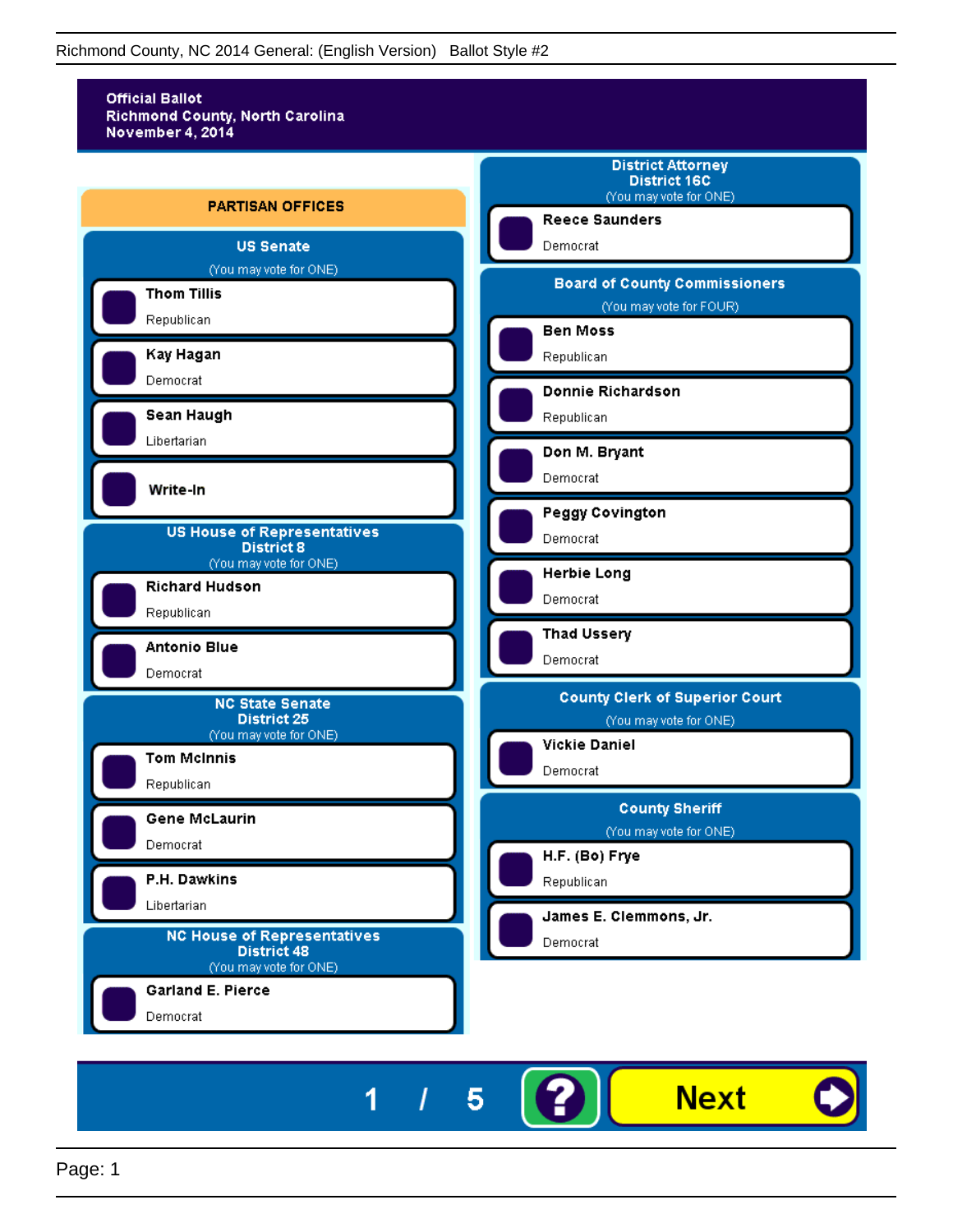# Official Ballot
**Richmond County, North Carolina**
**November 4, 2014**

## PARTISAN OFFICES

### US Senate
(You may vote for ONE)

- **Thom Tillis** — Republican
- **Kay Hagan** — Democrat
- **Sean Haugh** — Libertarian
- **Write-In**

### US House of Representatives District 8
(You may vote for ONE)

- **Richard Hudson** — Republican
- **Antonio Blue** — Democrat

### NC State Senate District 25
(You may vote for ONE)

- **Tom McInnis** — Republican
- **Gene McLaurin** — Democrat
- **P.H. Dawkins** — Libertarian

### NC House of Representatives District 48
(You may vote for ONE)

- **Garland E. Pierce** — Democrat

### District Attorney District 16C
(You may vote for ONE)

- **Reece Saunders** — Democrat

### Board of County Commissioners
(You may vote for FOUR)

- **Ben Moss** — Republican
- **Donnie Richardson** — Republican
- **Don M. Bryant** — Democrat
- **Peggy Covington** — Democrat
- **Herbie Long** — Democrat
- **Thad Ussery** — Democrat

### County Clerk of Superior Court
(You may vote for ONE)

- **Vickie Daniel** — Democrat

### County Sheriff
(You may vote for ONE)

- **H.F. (Bo) Frye** — Republican
- **James E. Clemmons, Jr.** — Democrat

1 / 5 ? **Next**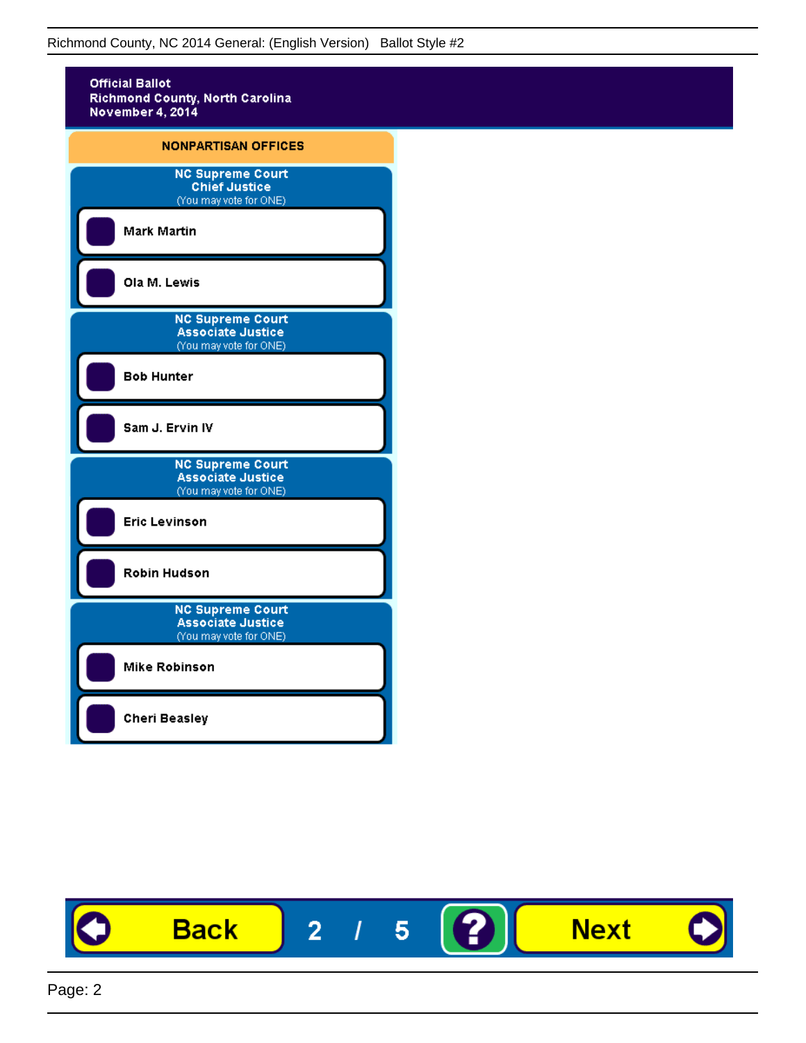Official Ballot
Richmond County, North Carolina
November 4, 2014

## NONPARTISAN OFFICES

### NC Supreme Court Chief Justice
(You may vote for ONE)

- Mark Martin
- Ola M. Lewis

### NC Supreme Court Associate Justice
(You may vote for ONE)

- Bob Hunter
- Sam J. Ervin IV

### NC Supreme Court Associate Justice
(You may vote for ONE)

- Eric Levinson
- Robin Hudson

### NC Supreme Court Associate Justice
(You may vote for ONE)

- Mike Robinson
- Cheri Beasley

Back 2 / 5 ? Next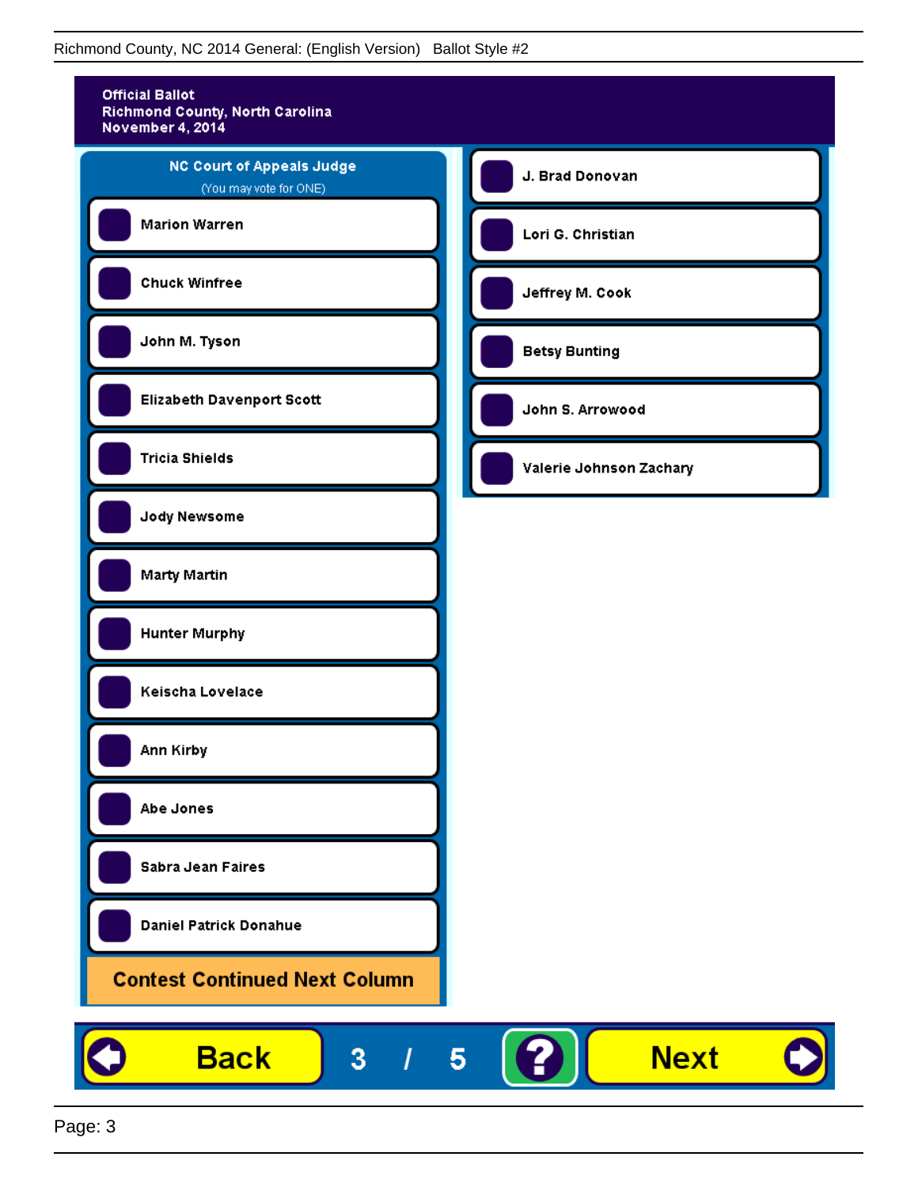**Official Ballot**
**Richmond County, North Carolina**
**November 4, 2014**

## NC Court of Appeals Judge

(You may vote for ONE)

- Marion Warren
- Chuck Winfree
- John M. Tyson
- Elizabeth Davenport Scott
- Tricia Shields
- Jody Newsome
- Marty Martin
- Hunter Murphy
- Keischa Lovelace
- Ann Kirby
- Abe Jones
- Sabra Jean Faires
- Daniel Patrick Donahue

**Contest Continued Next Column**

- J. Brad Donovan
- Lori G. Christian
- Jeffrey M. Cook
- Betsy Bunting
- John S. Arrowood
- Valerie Johnson Zachary

Back | 3 / 5 | ? | Next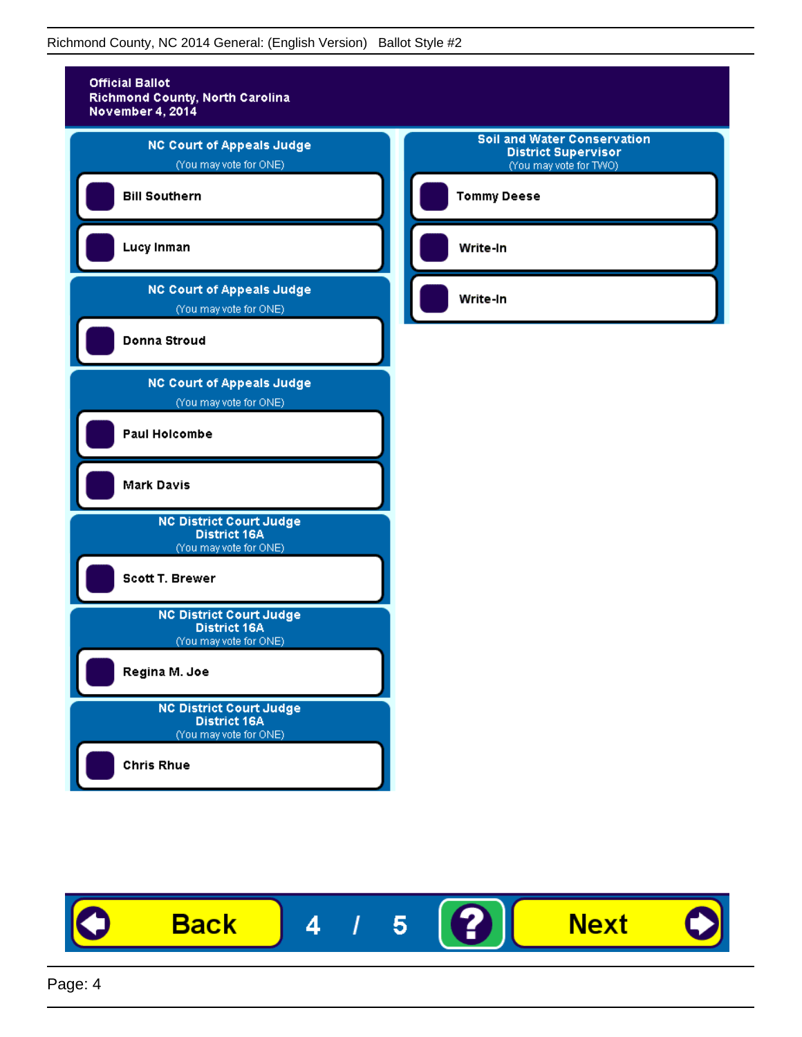Richmond County, NC 2014 General: (English Version) Ballot Style #2

**Official Ballot**
**Richmond County, North Carolina**
**November 4, 2014**

## NC Court of Appeals Judge
(You may vote for ONE)

- Bill Southern
- Lucy Inman

## NC Court of Appeals Judge
(You may vote for ONE)

- Donna Stroud

## NC Court of Appeals Judge
(You may vote for ONE)

- Paul Holcombe
- Mark Davis

## NC District Court Judge District 16A
(You may vote for ONE)

- Scott T. Brewer

## NC District Court Judge District 16A
(You may vote for ONE)

- Regina M. Joe

## NC District Court Judge District 16A
(You may vote for ONE)

- Chris Rhue

## Soil and Water Conservation District Supervisor
(You may vote for TWO)

- Tommy Deese
- Write-In
- Write-In

Back | 4 / 5 | ? | Next

Page: 4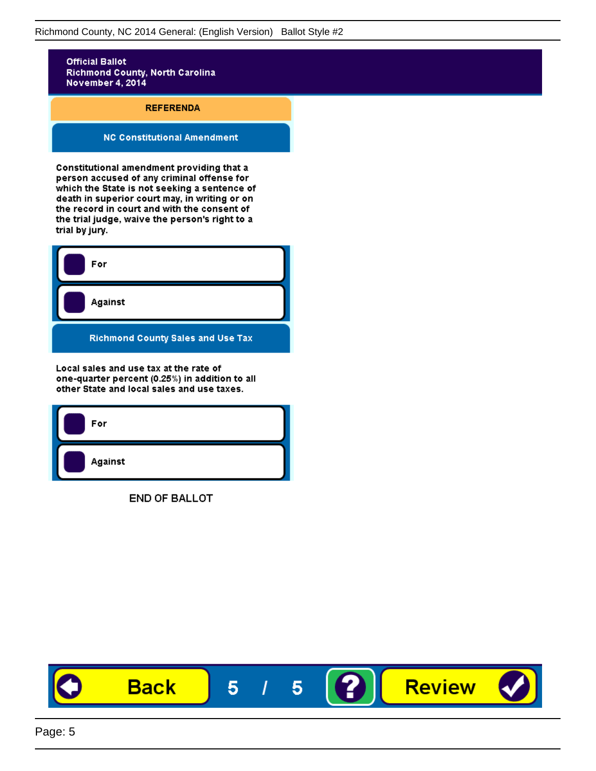Official Ballot
Richmond County, North Carolina
November 4, 2014

## REFERENDA

### NC Constitutional Amendment

Constitutional amendment providing that a person accused of any criminal offense for which the State is not seeking a sentence of death in superior court may, in writing or on the record in court and with the consent of the trial judge, waive the person's right to a trial by jury.

- For
- Against

### Richmond County Sales and Use Tax

Local sales and use tax at the rate of one-quarter percent (0.25%) in addition to all other State and local sales and use taxes.

- For
- Against

END OF BALLOT

Back 5 / 5 ? Review